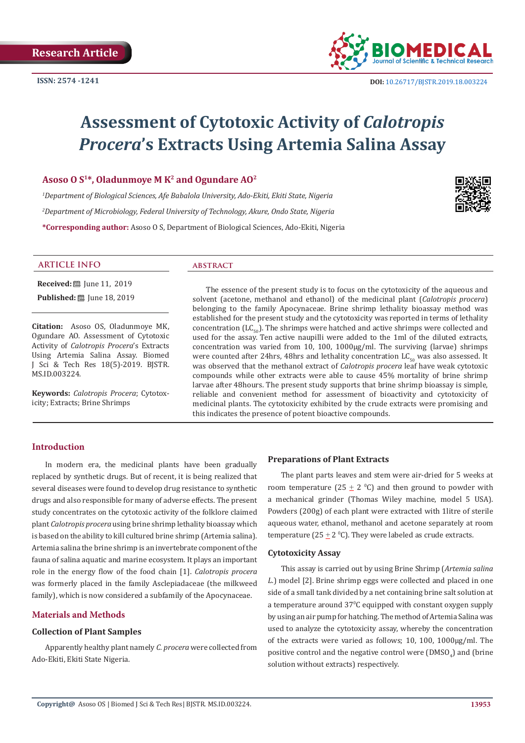Research Article

ISSN: 2574 -1241

DOI: 10.26717/BJSTR.2019.18.003224

# Assessment of Cytotoxic Activity of *Calotropis Procera*'s Extracts Using Artemia Salina Assay

**Asoso O S[1]*, Oladunmoye M K[2] and Ogundare AO[2]**

*[1]Department of Biological Sciences, Afe Babalola University, Ado-Ekiti, Ekiti State, Nigeria*

*[2]Department of Microbiology, Federal University of Technology, Akure, Ondo State, Nigeria*

**\*Corresponding author:** Asoso O S, Department of Biological Sciences, Ado-Ekiti, Nigeria

## ARTICLE INFO

**Received:** June 11, 2019

**Published:** June 18, 2019

**Citation:** Asoso OS, Oladunmoye MK, Ogundare AO. Assessment of Cytotoxic Activity of *Calotropis Procera*'s Extracts Using Artemia Salina Assay. Biomed J Sci & Tech Res 18(5)-2019. BJSTR. MS.ID.003224.

**Keywords:** *Calotropis Procera*; Cytotoxicity; Extracts; Brine Shrimps

## ABSTRACT

The essence of the present study is to focus on the cytotoxicity of the aqueous and solvent (acetone, methanol and ethanol) of the medicinal plant (*Calotropis procera*) belonging to the family Apocynaceae. Brine shrimp lethality bioassay method was established for the present study and the cytotoxicity was reported in terms of lethality concentration ($LC_{50}$). The shrimps were hatched and active shrimps were collected and used for the assay. Ten active naupilli were added to the 1ml of the diluted extracts, concentration was varied from 10, 100, 1000µg/ml. The surviving (larvae) shrimps were counted after 24hrs, 48hrs and lethality concentration $LC_{50}$ was also assessed. It was observed that the methanol extract of *Calotropis procera* leaf have weak cytotoxic compounds while other extracts were able to cause 45% mortality of brine shrimp larvae after 48hours. The present study supports that brine shrimp bioassay is simple, reliable and convenient method for assessment of bioactivity and cytotoxicity of medicinal plants. The cytotoxicity exhibited by the crude extracts were promising and this indicates the presence of potent bioactive compounds.

## Introduction

In modern era, the medicinal plants have been gradually replaced by synthetic drugs. But of recent, it is being realized that several diseases were found to develop drug resistance to synthetic drugs and also responsible for many of adverse effects. The present study concentrates on the cytotoxic activity of the folklore claimed plant *Calotropis procera* using brine shrimp lethality bioassay which is based on the ability to kill cultured brine shrimp (Artemia salina). Artemia salina the brine shrimp is an invertebrate component of the fauna of salina aquatic and marine ecosystem. It plays an important role in the energy flow of the food chain [1]. *Calotropis procera* was formerly placed in the family Asclepiadaceae (the milkweed family), which is now considered a subfamily of the Apocynaceae.

## Materials and Methods

### Collection of Plant Samples

Apparently healthy plant namely *C. procera* were collected from Ado-Ekiti, Ekiti State Nigeria.

### Preparations of Plant Extracts

The plant parts leaves and stem were air-dried for 5 weeks at room temperature (25 $\pm$ 2 $^0$C) and then ground to powder with a mechanical grinder (Thomas Wiley machine, model 5 USA). Powders (200g) of each plant were extracted with 1litre of sterile aqueous water, ethanol, methanol and acetone separately at room temperature (25 $\pm$ 2 $^0$C). They were labeled as crude extracts.

### Cytotoxicity Assay

This assay is carried out by using Brine Shrimp (*Artemia salina L.*) model [2]. Brine shrimp eggs were collected and placed in one side of a small tank divided by a net containing brine salt solution at a temperature around 37$^0$C equipped with constant oxygen supply by using an air pump for hatching. The method of Artemia Salina was used to analyze the cytotoxicity assay, whereby the concentration of the extracts were varied as follows; 10, 100, 1000µg/ml. The positive control and the negative control were ($DMSO_4$) and (brine solution without extracts) respectively.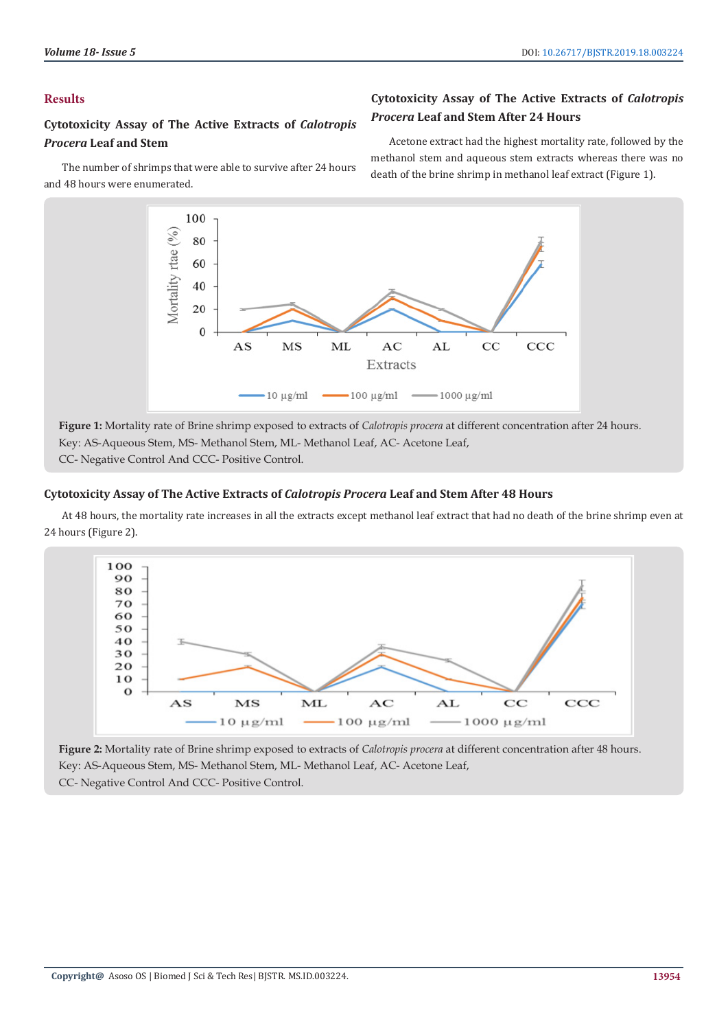## Results

### Cytotoxicity Assay of The Active Extracts of *Calotropis Procera* Leaf and Stem

The number of shrimps that were able to survive after 24 hours and 48 hours were enumerated.

### Cytotoxicity Assay of The Active Extracts of *Calotropis Procera* Leaf and Stem After 24 Hours

Acetone extract had the highest mortality rate, followed by the methanol stem and aqueous stem extracts whereas there was no death of the brine shrimp in methanol leaf extract (Figure 1).

**Figure 1:** Mortality rate of Brine shrimp exposed to extracts of *Calotropis procera* at different concentration after 24 hours.
Key: AS-Aqueous Stem, MS- Methanol Stem, ML- Methanol Leaf, AC- Acetone Leaf,
CC- Negative Control And CCC- Positive Control.

### Cytotoxicity Assay of The Active Extracts of *Calotropis Procera* Leaf and Stem After 48 Hours

At 48 hours, the mortality rate increases in all the extracts except methanol leaf extract that had no death of the brine shrimp even at 24 hours (Figure 2).

**Figure 2:** Mortality rate of Brine shrimp exposed to extracts of *Calotropis procera* at different concentration after 48 hours.
Key: AS-Aqueous Stem, MS- Methanol Stem, ML- Methanol Leaf, AC- Acetone Leaf,
CC- Negative Control And CCC- Positive Control.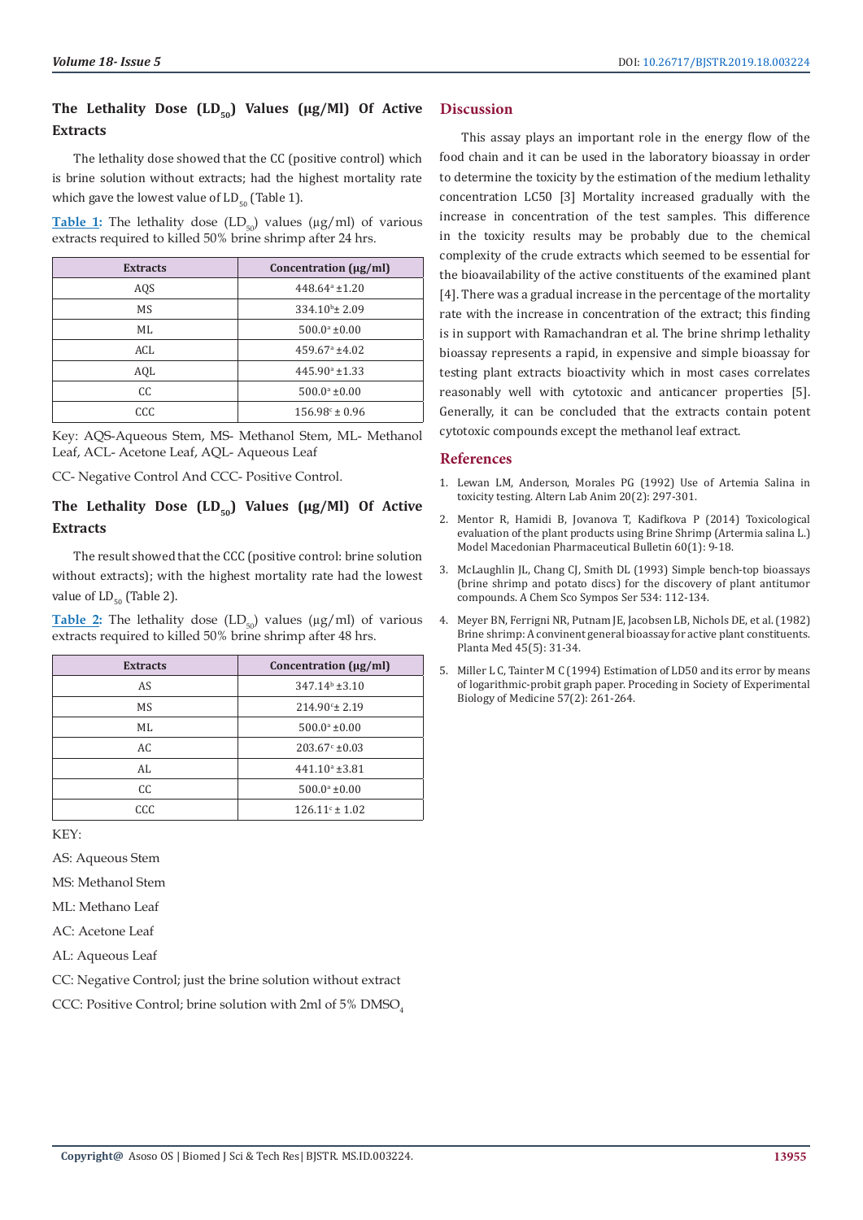## The Lethality Dose ($LD_{50}$) Values (µg/Ml) Of Active Extracts

The lethality dose showed that the CC (positive control) which is brine solution without extracts; had the highest mortality rate which gave the lowest value of $LD_{50}$ (Table 1).

**Table 1:** The lethality dose ($LD_{50}$) values (µg/ml) of various extracts required to killed 50% brine shrimp after 24 hrs.

| Extracts | Concentration (µg/ml) |
|---|---|
| AQS | $448.64^{a} \pm 1.20$ |
| MS | $334.10^{b} \pm 2.09$ |
| ML | $500.0^{a} \pm 0.00$ |
| ACL | $459.67^{a} \pm 4.02$ |
| AQL | $445.90^{a} \pm 1.33$ |
| CC | $500.0^{a} \pm 0.00$ |
| CCC | $156.98^{c} \pm 0.96$ |

Key: AQS-Aqueous Stem, MS- Methanol Stem, ML- Methanol Leaf, ACL- Acetone Leaf, AQL- Aqueous Leaf

CC- Negative Control And CCC- Positive Control.

## The Lethality Dose ($LD_{50}$) Values (µg/Ml) Of Active Extracts

The result showed that the CCC (positive control: brine solution without extracts); with the highest mortality rate had the lowest value of $LD_{50}$ (Table 2).

**Table 2:** The lethality dose ($LD_{50}$) values (µg/ml) of various extracts required to killed 50% brine shrimp after 48 hrs.

| Extracts | Concentration (µg/ml) |
|---|---|
| AS | $347.14^{b} \pm 3.10$ |
| MS | $214.90^{c} \pm 2.19$ |
| ML | $500.0^{a} \pm 0.00$ |
| AC | $203.67^{c} \pm 0.03$ |
| AL | $441.10^{a} \pm 3.81$ |
| CC | $500.0^{a} \pm 0.00$ |
| CCC | $126.11^{c} \pm 1.02$ |

KEY:

AS: Aqueous Stem

MS: Methanol Stem

ML: Methano Leaf

AC: Acetone Leaf

AL: Aqueous Leaf

CC: Negative Control; just the brine solution without extract

CCC: Positive Control; brine solution with 2ml of 5% $DMSO_4$

## Discussion

This assay plays an important role in the energy flow of the food chain and it can be used in the laboratory bioassay in order to determine the toxicity by the estimation of the medium lethality concentration LC50 [3] Mortality increased gradually with the increase in concentration of the test samples. This difference in the toxicity results may be probably due to the chemical complexity of the crude extracts which seemed to be essential for the bioavailability of the active constituents of the examined plant [4]. There was a gradual increase in the percentage of the mortality rate with the increase in concentration of the extract; this finding is in support with Ramachandran et al. The brine shrimp lethality bioassay represents a rapid, in expensive and simple bioassay for testing plant extracts bioactivity which in most cases correlates reasonably well with cytotoxic and anticancer properties [5]. Generally, it can be concluded that the extracts contain potent cytotoxic compounds except the methanol leaf extract.

## References

1. Lewan LM, Anderson, Morales PG (1992) Use of Artemia Salina in toxicity testing. Altern Lab Anim 20(2): 297-301.
2. Mentor R, Hamidi B, Jovanova T, Kadifkova P (2014) Toxicological evaluation of the plant products using Brine Shrimp (Artermia salina L.) Model Macedonian Pharmaceutical Bulletin 60(1): 9-18.
3. McLaughlin JL, Chang CJ, Smith DL (1993) Simple bench-top bioassays (brine shrimp and potato discs) for the discovery of plant antitumor compounds. A Chem Sco Sympos Ser 534: 112-134.
4. Meyer BN, Ferrigni NR, Putnam JE, Jacobsen LB, Nichols DE, et al. (1982) Brine shrimp: A convinent general bioassay for active plant constituents. Planta Med 45(5): 31-34.
5. Miller L C, Tainter M C (1994) Estimation of LD50 and its error by means of logarithmic-probit graph paper. Proceding in Society of Experimental Biology of Medicine 57(2): 261-264.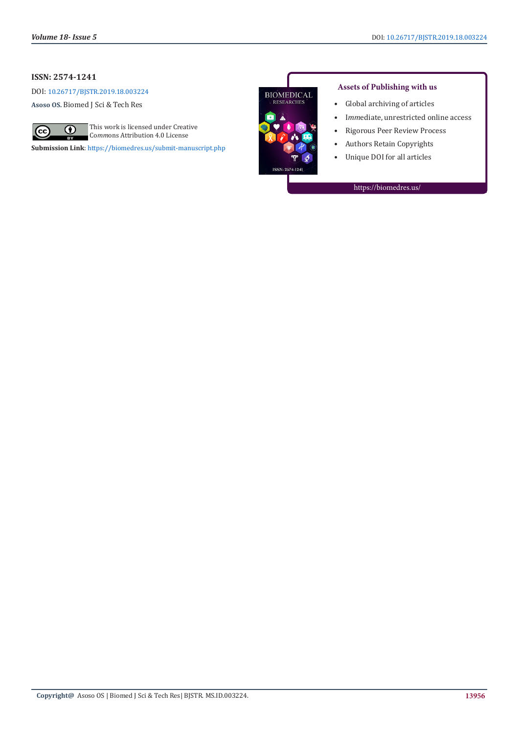**ISSN: 2574-1241**

DOI: 10.26717/BJSTR.2019.18.003224

**Asoso OS.** Biomed J Sci & Tech Res

This work is licensed under Creative Commons Attribution 4.0 License

**Submission Link**: https://biomedres.us/submit-manuscript.php

**Assets of Publishing with us**

- Global archiving of articles
- Immediate, unrestricted online access
- Rigorous Peer Review Process
- Authors Retain Copyrights
- Unique DOI for all articles

https://biomedres.us/